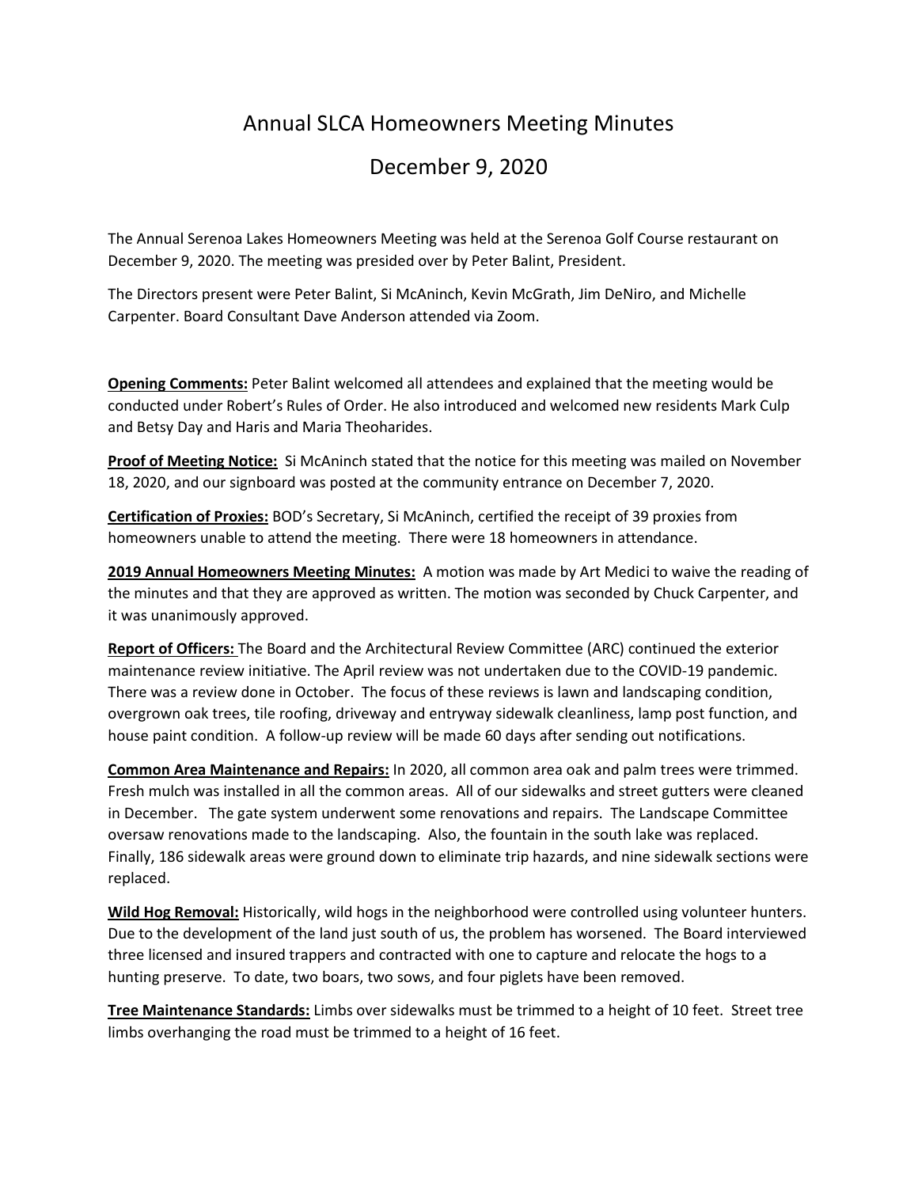# Annual SLCA Homeowners Meeting Minutes

## December 9, 2020

The Annual Serenoa Lakes Homeowners Meeting was held at the Serenoa Golf Course restaurant on December 9, 2020. The meeting was presided over by Peter Balint, President.

The Directors present were Peter Balint, Si McAninch, Kevin McGrath, Jim DeNiro, and Michelle Carpenter. Board Consultant Dave Anderson attended via Zoom.

**Opening Comments:** Peter Balint welcomed all attendees and explained that the meeting would be conducted under Robert's Rules of Order. He also introduced and welcomed new residents Mark Culp and Betsy Day and Haris and Maria Theoharides.

**Proof of Meeting Notice:** Si McAninch stated that the notice for this meeting was mailed on November 18, 2020, and our signboard was posted at the community entrance on December 7, 2020.

**Certification of Proxies:** BOD's Secretary, Si McAninch, certified the receipt of 39 proxies from homeowners unable to attend the meeting. There were 18 homeowners in attendance.

**2019 Annual Homeowners Meeting Minutes:** A motion was made by Art Medici to waive the reading of the minutes and that they are approved as written. The motion was seconded by Chuck Carpenter, and it was unanimously approved.

**Report of Officers:** The Board and the Architectural Review Committee (ARC) continued the exterior maintenance review initiative. The April review was not undertaken due to the COVID-19 pandemic. There was a review done in October. The focus of these reviews is lawn and landscaping condition, overgrown oak trees, tile roofing, driveway and entryway sidewalk cleanliness, lamp post function, and house paint condition. A follow-up review will be made 60 days after sending out notifications.

**Common Area Maintenance and Repairs:** In 2020, all common area oak and palm trees were trimmed. Fresh mulch was installed in all the common areas. All of our sidewalks and street gutters were cleaned in December. The gate system underwent some renovations and repairs. The Landscape Committee oversaw renovations made to the landscaping. Also, the fountain in the south lake was replaced. Finally, 186 sidewalk areas were ground down to eliminate trip hazards, and nine sidewalk sections were replaced.

**Wild Hog Removal:** Historically, wild hogs in the neighborhood were controlled using volunteer hunters. Due to the development of the land just south of us, the problem has worsened. The Board interviewed three licensed and insured trappers and contracted with one to capture and relocate the hogs to a hunting preserve. To date, two boars, two sows, and four piglets have been removed.

**Tree Maintenance Standards:** Limbs over sidewalks must be trimmed to a height of 10 feet. Street tree limbs overhanging the road must be trimmed to a height of 16 feet.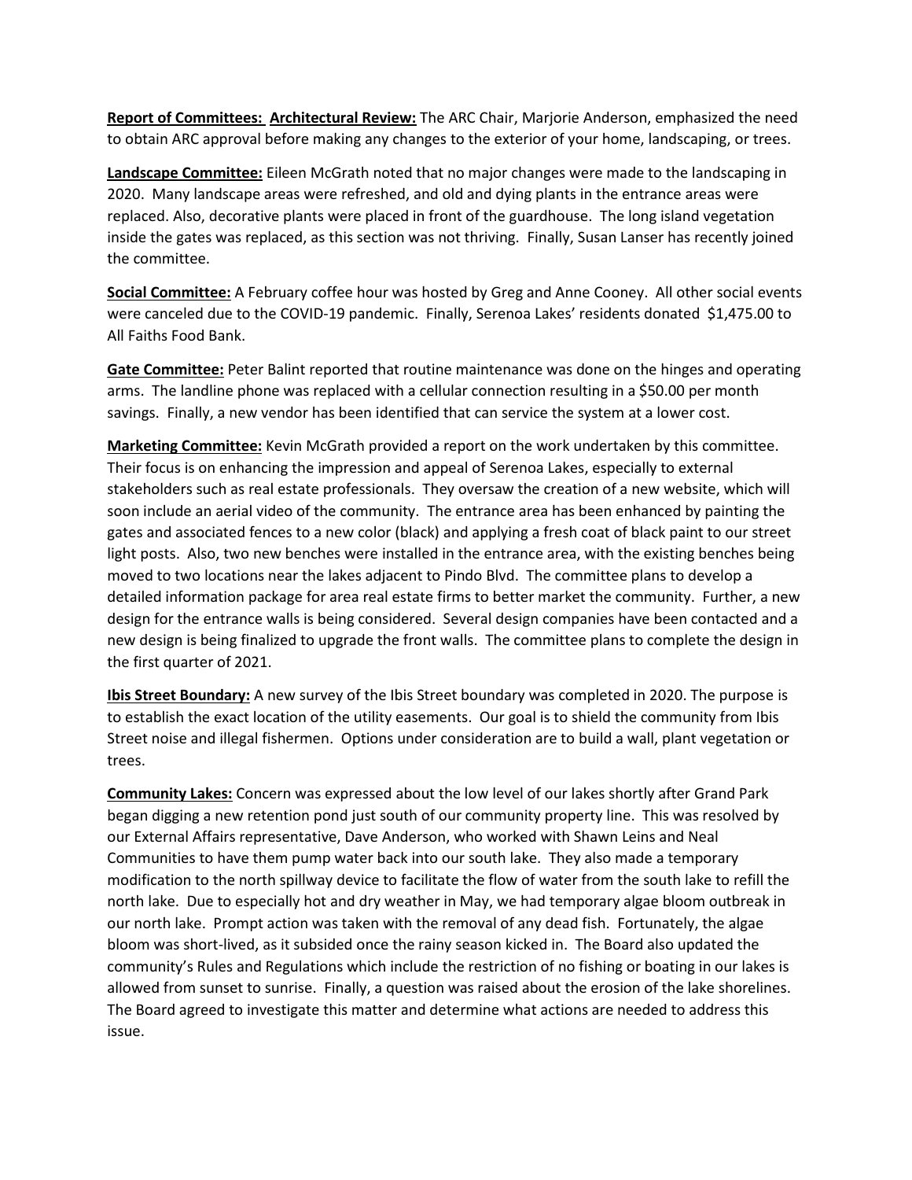**Report of Committees:** **Architectural Review:** The ARC Chair, Marjorie Anderson, emphasized the need to obtain ARC approval before making any changes to the exterior of your home, landscaping, or trees.

**Landscape Committee:** Eileen McGrath noted that no major changes were made to the landscaping in 2020. Many landscape areas were refreshed, and old and dying plants in the entrance areas were replaced. Also, decorative plants were placed in front of the guardhouse. The long island vegetation inside the gates was replaced, as this section was not thriving. Finally, Susan Lanser has recently joined the committee.

**Social Committee:** A February coffee hour was hosted by Greg and Anne Cooney. All other social events were canceled due to the COVID-19 pandemic. Finally, Serenoa Lakes' residents donated $1,475.00 to All Faiths Food Bank.

**Gate Committee:** Peter Balint reported that routine maintenance was done on the hinges and operating arms. The landline phone was replaced with a cellular connection resulting in a $50.00 per month savings. Finally, a new vendor has been identified that can service the system at a lower cost.

**Marketing Committee:** Kevin McGrath provided a report on the work undertaken by this committee. Their focus is on enhancing the impression and appeal of Serenoa Lakes, especially to external stakeholders such as real estate professionals. They oversaw the creation of a new website, which will soon include an aerial video of the community. The entrance area has been enhanced by painting the gates and associated fences to a new color (black) and applying a fresh coat of black paint to our street light posts. Also, two new benches were installed in the entrance area, with the existing benches being moved to two locations near the lakes adjacent to Pindo Blvd. The committee plans to develop a detailed information package for area real estate firms to better market the community. Further, a new design for the entrance walls is being considered. Several design companies have been contacted and a new design is being finalized to upgrade the front walls. The committee plans to complete the design in the first quarter of 2021.

**Ibis Street Boundary:** A new survey of the Ibis Street boundary was completed in 2020. The purpose is to establish the exact location of the utility easements. Our goal is to shield the community from Ibis Street noise and illegal fishermen. Options under consideration are to build a wall, plant vegetation or trees.

**Community Lakes:** Concern was expressed about the low level of our lakes shortly after Grand Park began digging a new retention pond just south of our community property line. This was resolved by our External Affairs representative, Dave Anderson, who worked with Shawn Leins and Neal Communities to have them pump water back into our south lake. They also made a temporary modification to the north spillway device to facilitate the flow of water from the south lake to refill the north lake. Due to especially hot and dry weather in May, we had temporary algae bloom outbreak in our north lake. Prompt action was taken with the removal of any dead fish. Fortunately, the algae bloom was short-lived, as it subsided once the rainy season kicked in. The Board also updated the community's Rules and Regulations which include the restriction of no fishing or boating in our lakes is allowed from sunset to sunrise. Finally, a question was raised about the erosion of the lake shorelines. The Board agreed to investigate this matter and determine what actions are needed to address this issue.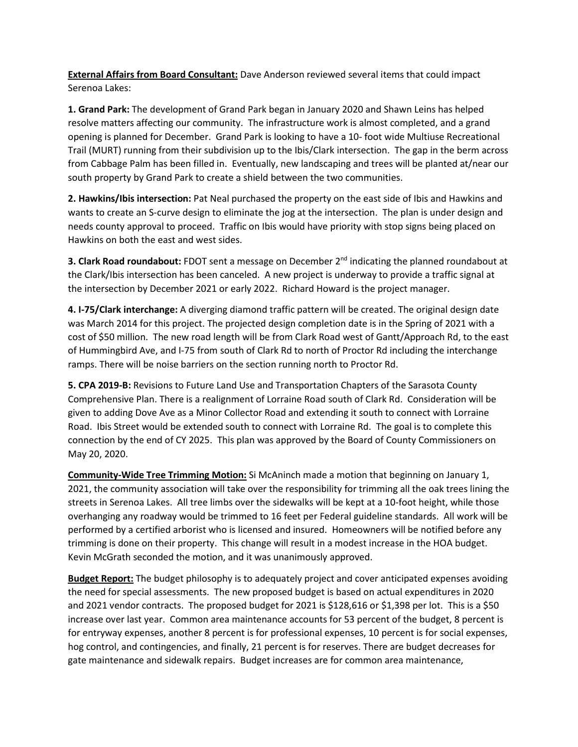**External Affairs from Board Consultant:** Dave Anderson reviewed several items that could impact Serenoa Lakes:

**1. Grand Park:** The development of Grand Park began in January 2020 and Shawn Leins has helped resolve matters affecting our community. The infrastructure work is almost completed, and a grand opening is planned for December. Grand Park is looking to have a 10- foot wide Multiuse Recreational Trail (MURT) running from their subdivision up to the Ibis/Clark intersection. The gap in the berm across from Cabbage Palm has been filled in. Eventually, new landscaping and trees will be planted at/near our south property by Grand Park to create a shield between the two communities.

**2. Hawkins/Ibis intersection:** Pat Neal purchased the property on the east side of Ibis and Hawkins and wants to create an S-curve design to eliminate the jog at the intersection. The plan is under design and needs county approval to proceed. Traffic on Ibis would have priority with stop signs being placed on Hawkins on both the east and west sides.

**3. Clark Road roundabout:** FDOT sent a message on December 2nd indicating the planned roundabout at the Clark/Ibis intersection has been canceled. A new project is underway to provide a traffic signal at the intersection by December 2021 or early 2022. Richard Howard is the project manager.

**4. I-75/Clark interchange:** A diverging diamond traffic pattern will be created. The original design date was March 2014 for this project. The projected design completion date is in the Spring of 2021 with a cost of $50 million. The new road length will be from Clark Road west of Gantt/Approach Rd, to the east of Hummingbird Ave, and I-75 from south of Clark Rd to north of Proctor Rd including the interchange ramps. There will be noise barriers on the section running north to Proctor Rd.

**5. CPA 2019-B:** Revisions to Future Land Use and Transportation Chapters of the Sarasota County Comprehensive Plan. There is a realignment of Lorraine Road south of Clark Rd. Consideration will be given to adding Dove Ave as a Minor Collector Road and extending it south to connect with Lorraine Road. Ibis Street would be extended south to connect with Lorraine Rd. The goal is to complete this connection by the end of CY 2025. This plan was approved by the Board of County Commissioners on May 20, 2020.

**Community-Wide Tree Trimming Motion:** Si McAninch made a motion that beginning on January 1, 2021, the community association will take over the responsibility for trimming all the oak trees lining the streets in Serenoa Lakes. All tree limbs over the sidewalks will be kept at a 10-foot height, while those overhanging any roadway would be trimmed to 16 feet per Federal guideline standards. All work will be performed by a certified arborist who is licensed and insured. Homeowners will be notified before any trimming is done on their property. This change will result in a modest increase in the HOA budget. Kevin McGrath seconded the motion, and it was unanimously approved.

**Budget Report:** The budget philosophy is to adequately project and cover anticipated expenses avoiding the need for special assessments. The new proposed budget is based on actual expenditures in 2020 and 2021 vendor contracts. The proposed budget for 2021 is $128,616 or $1,398 per lot. This is a $50 increase over last year. Common area maintenance accounts for 53 percent of the budget, 8 percent is for entryway expenses, another 8 percent is for professional expenses, 10 percent is for social expenses, hog control, and contingencies, and finally, 21 percent is for reserves. There are budget decreases for gate maintenance and sidewalk repairs. Budget increases are for common area maintenance,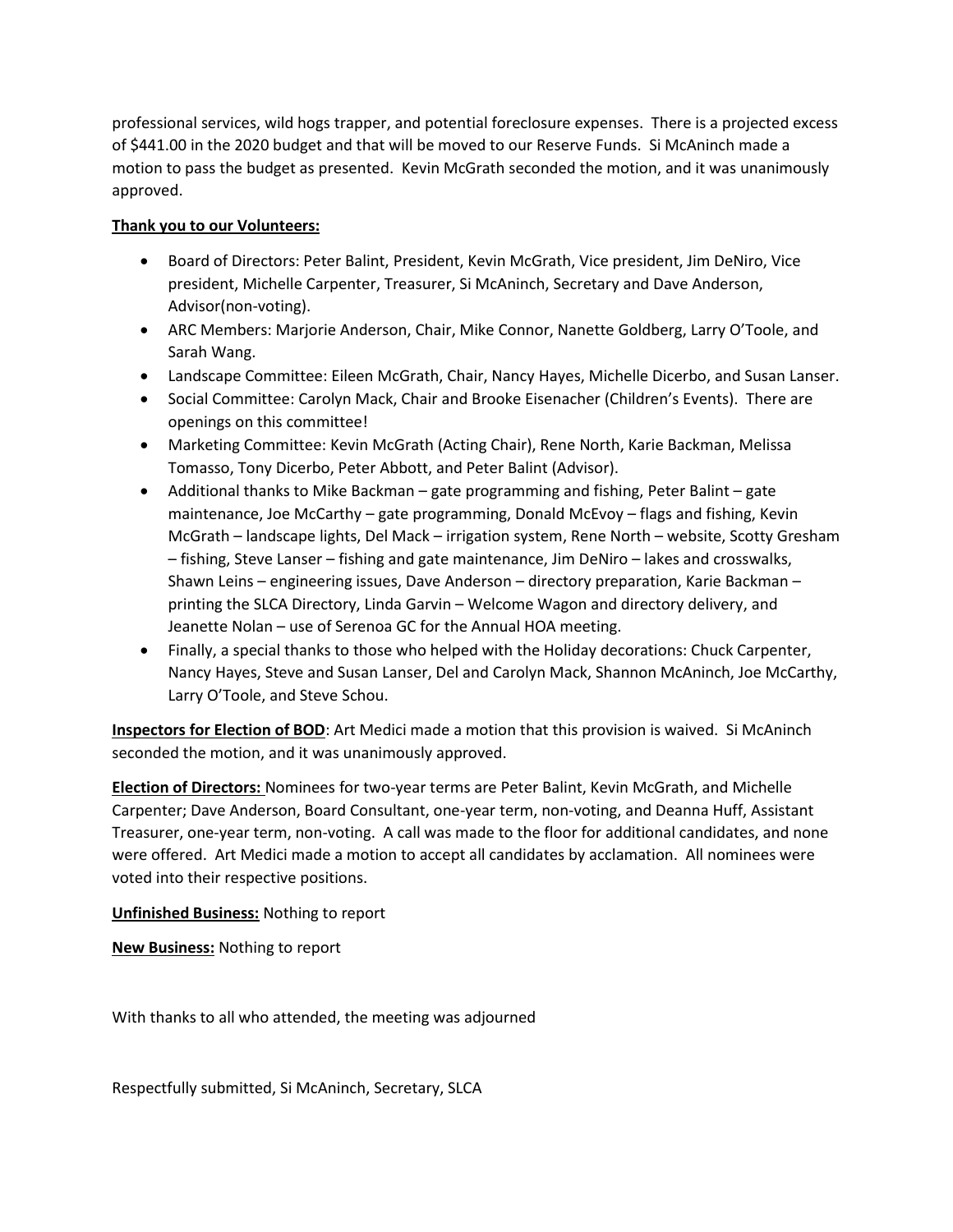professional services, wild hogs trapper, and potential foreclosure expenses. There is a projected excess of $441.00 in the 2020 budget and that will be moved to our Reserve Funds. Si McAninch made a motion to pass the budget as presented. Kevin McGrath seconded the motion, and it was unanimously approved.

**Thank you to our Volunteers:**

- Board of Directors: Peter Balint, President, Kevin McGrath, Vice president, Jim DeNiro, Vice president, Michelle Carpenter, Treasurer, Si McAninch, Secretary and Dave Anderson, Advisor(non-voting).
- ARC Members: Marjorie Anderson, Chair, Mike Connor, Nanette Goldberg, Larry O'Toole, and Sarah Wang.
- Landscape Committee: Eileen McGrath, Chair, Nancy Hayes, Michelle Dicerbo, and Susan Lanser.
- Social Committee: Carolyn Mack, Chair and Brooke Eisenacher (Children's Events). There are openings on this committee!
- Marketing Committee: Kevin McGrath (Acting Chair), Rene North, Karie Backman, Melissa Tomasso, Tony Dicerbo, Peter Abbott, and Peter Balint (Advisor).
- Additional thanks to Mike Backman – gate programming and fishing, Peter Balint – gate maintenance, Joe McCarthy – gate programming, Donald McEvoy – flags and fishing, Kevin McGrath – landscape lights, Del Mack – irrigation system, Rene North – website, Scotty Gresham – fishing, Steve Lanser – fishing and gate maintenance, Jim DeNiro – lakes and crosswalks, Shawn Leins – engineering issues, Dave Anderson – directory preparation, Karie Backman – printing the SLCA Directory, Linda Garvin – Welcome Wagon and directory delivery, and Jeanette Nolan – use of Serenoa GC for the Annual HOA meeting.
- Finally, a special thanks to those who helped with the Holiday decorations: Chuck Carpenter, Nancy Hayes, Steve and Susan Lanser, Del and Carolyn Mack, Shannon McAninch, Joe McCarthy, Larry O'Toole, and Steve Schou.

**Inspectors for Election of BOD**: Art Medici made a motion that this provision is waived. Si McAninch seconded the motion, and it was unanimously approved.

**Election of Directors:** Nominees for two-year terms are Peter Balint, Kevin McGrath, and Michelle Carpenter; Dave Anderson, Board Consultant, one-year term, non-voting, and Deanna Huff, Assistant Treasurer, one-year term, non-voting. A call was made to the floor for additional candidates, and none were offered. Art Medici made a motion to accept all candidates by acclamation. All nominees were voted into their respective positions.

**Unfinished Business:** Nothing to report

**New Business:** Nothing to report

With thanks to all who attended, the meeting was adjourned

Respectfully submitted, Si McAninch, Secretary, SLCA